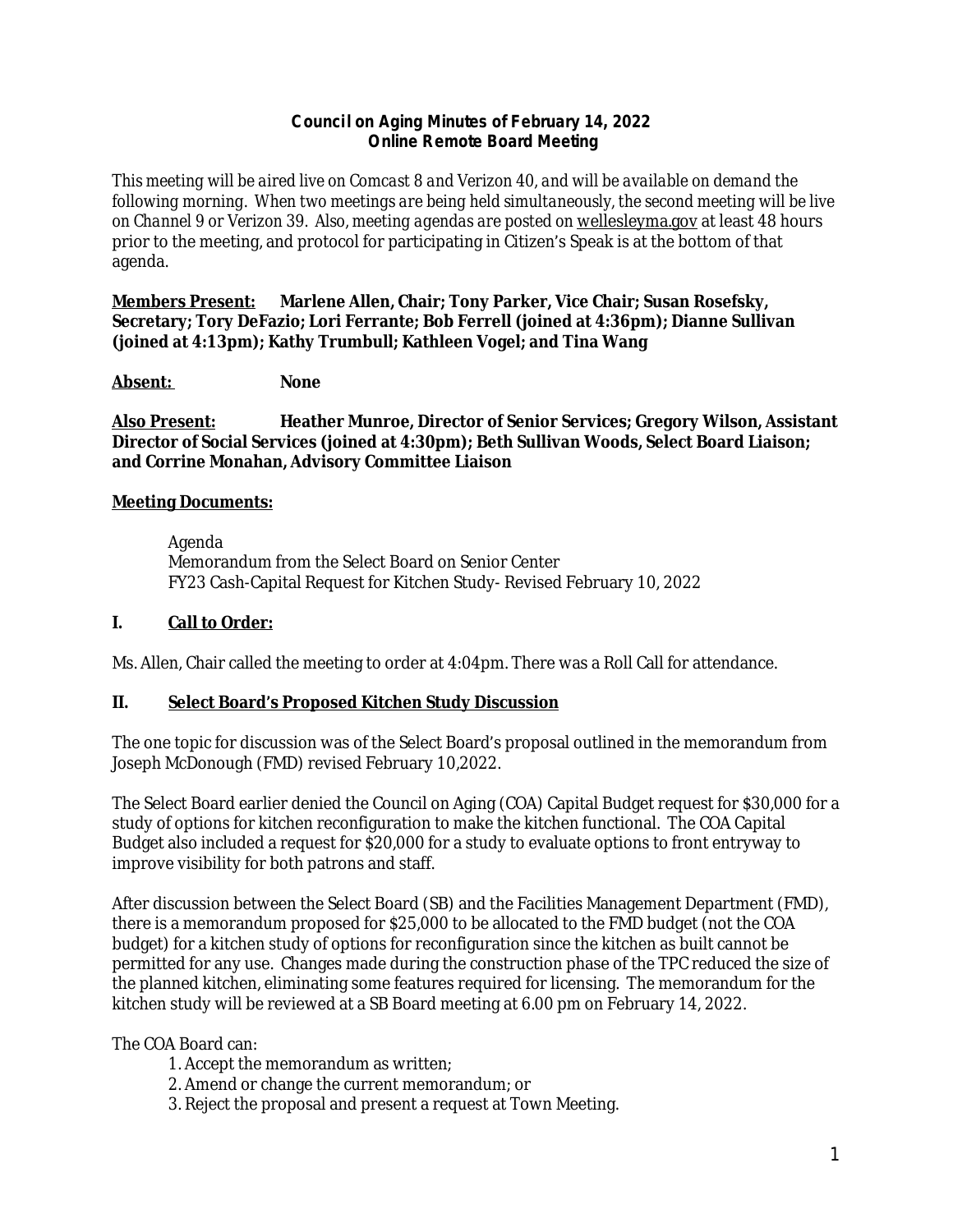**Council on Aging Minutes of February 14, 2022**
**Online Remote Board Meeting**

*This meeting will be aired live on Comcast 8 and Verizon 40, and will be available on demand the following morning. When two meetings are being held simultaneously, the second meeting will be live on Channel 9 or Verizon 39. Also, meeting agendas are posted on* wellesleyma.gov *at least 48 hours prior to the meeting, and protocol for participating in Citizen's Speak is at the bottom of that agenda.*

**Members Present:** **Marlene Allen, Chair; Tony Parker, Vice Chair; Susan Rosefsky, Secretary; Tory DeFazio; Lori Ferrante; Bob Ferrell (joined at 4:36pm); Dianne Sullivan (joined at 4:13pm); Kathy Trumbull; Kathleen Vogel; and Tina Wang**

**Absent:** **None**

**Also Present:** **Heather Munroe, Director of Senior Services; Gregory Wilson, Assistant Director of Social Services (joined at 4:30pm); Beth Sullivan Woods, Select Board Liaison; and Corrine Monahan, Advisory Committee Liaison**

**Meeting Documents:**

Agenda
Memorandum from the Select Board on Senior Center
FY23 Cash-Capital Request for Kitchen Study- Revised February 10, 2022

## I. Call to Order:

Ms. Allen, Chair called the meeting to order at 4:04pm. There was a Roll Call for attendance.

## II. Select Board's Proposed Kitchen Study Discussion

The one topic for discussion was of the Select Board's proposal outlined in the memorandum from Joseph McDonough (FMD) revised February 10,2022.

The Select Board earlier denied the Council on Aging (COA) Capital Budget request for $30,000 for a study of options for kitchen reconfiguration to make the kitchen functional. The COA Capital Budget also included a request for $20,000 for a study to evaluate options to front entryway to improve visibility for both patrons and staff.

After discussion between the Select Board (SB) and the Facilities Management Department (FMD), there is a memorandum proposed for $25,000 to be allocated to the FMD budget (not the COA budget) for a kitchen study of options for reconfiguration since the kitchen as built cannot be permitted for any use. Changes made during the construction phase of the TPC reduced the size of the planned kitchen, eliminating some features required for licensing. The memorandum for the kitchen study will be reviewed at a SB Board meeting at 6.00 pm on February 14, 2022.

The COA Board can:

1. Accept the memorandum as written;
2. Amend or change the current memorandum; or
3. Reject the proposal and present a request at Town Meeting.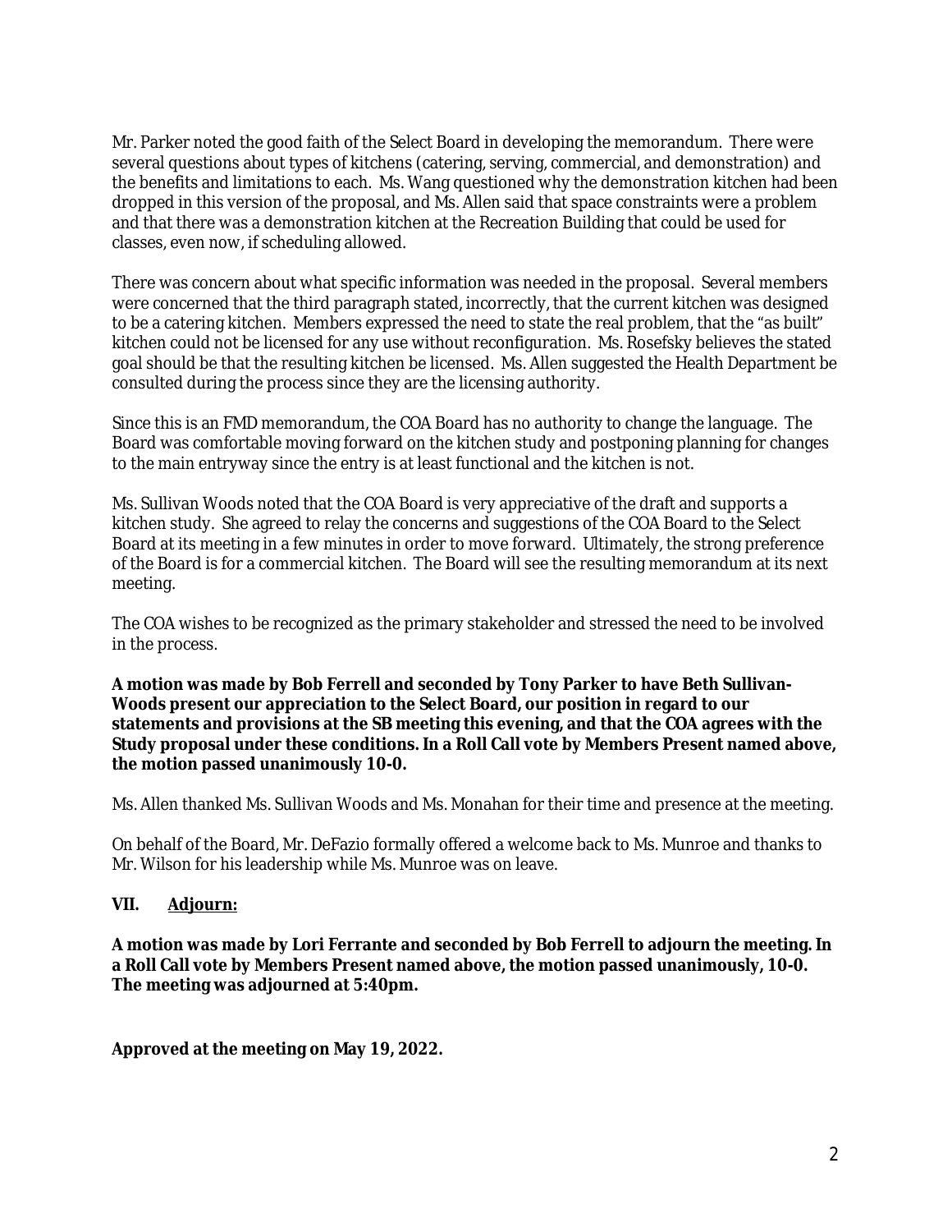Mr. Parker noted the good faith of the Select Board in developing the memorandum. There were several questions about types of kitchens (catering, serving, commercial, and demonstration) and the benefits and limitations to each. Ms. Wang questioned why the demonstration kitchen had been dropped in this version of the proposal, and Ms. Allen said that space constraints were a problem and that there was a demonstration kitchen at the Recreation Building that could be used for classes, even now, if scheduling allowed.

There was concern about what specific information was needed in the proposal. Several members were concerned that the third paragraph stated, incorrectly, that the current kitchen was designed to be a catering kitchen. Members expressed the need to state the real problem, that the "as built" kitchen could not be licensed for any use without reconfiguration. Ms. Rosefsky believes the stated goal should be that the resulting kitchen be licensed. Ms. Allen suggested the Health Department be consulted during the process since they are the licensing authority.

Since this is an FMD memorandum, the COA Board has no authority to change the language. The Board was comfortable moving forward on the kitchen study and postponing planning for changes to the main entryway since the entry is at least functional and the kitchen is not.

Ms. Sullivan Woods noted that the COA Board is very appreciative of the draft and supports a kitchen study. She agreed to relay the concerns and suggestions of the COA Board to the Select Board at its meeting in a few minutes in order to move forward. Ultimately, the strong preference of the Board is for a commercial kitchen. The Board will see the resulting memorandum at its next meeting.

The COA wishes to be recognized as the primary stakeholder and stressed the need to be involved in the process.

**A motion was made by Bob Ferrell and seconded by Tony Parker to have Beth Sullivan-Woods present our appreciation to the Select Board, our position in regard to our statements and provisions at the SB meeting this evening, and that the COA agrees with the Study proposal under these conditions. In a Roll Call vote by Members Present named above, the motion passed unanimously 10-0.**

Ms. Allen thanked Ms. Sullivan Woods and Ms. Monahan for their time and presence at the meeting.

On behalf of the Board, Mr. DeFazio formally offered a welcome back to Ms. Munroe and thanks to Mr. Wilson for his leadership while Ms. Munroe was on leave.

## VII. Adjourn:

**A motion was made by Lori Ferrante and seconded by Bob Ferrell to adjourn the meeting. In a Roll Call vote by Members Present named above, the motion passed unanimously, 10-0. The meeting was adjourned at 5:40pm.**

**Approved at the meeting on May 19, 2022.**